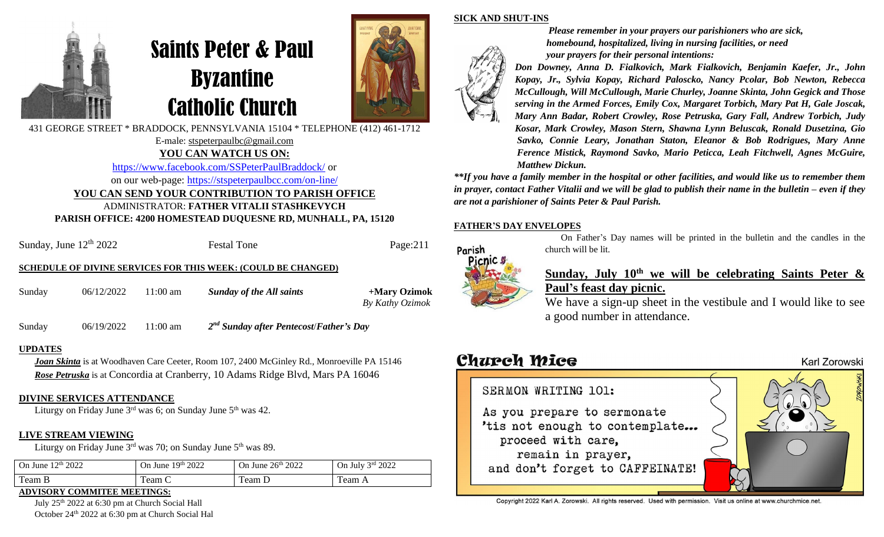# Saints Peter & Paul Byzantine Catholic Church

431 GEORGE STREET * BRADDOCK, PENNSYLVANIA 15104 * TELEPHONE (412) 461-1712

E-male: stspeterpaulbc@gmail.com

**YOU CAN WATCH US ON:**

https://www.facebook.com/SSPeterPaulBraddock/ or

on our web-page: https://stspeterpaulbcc.com/on-line/

**YOU CAN SEND YOUR CONTRIBUTION TO PARISH OFFICE**

ADMINISTRATOR: **FATHER VITALII STASHKEVYCH**

**PARISH OFFICE: 4200 HOMESTEAD DUQUESNE RD, MUNHALL, PA, 15120**

Sunday, June 12th 2022 — Festal Tone — Page:211

**SCHEDULE OF DIVINE SERVICES FOR THIS WEEK: (COULD BE CHANGED)**

| | | | | |
|---|---|---|---|---|
| Sunday | 06/12/2022 | 11:00 am | ***Sunday of the All saints*** | **+Mary Ozimok** *By Kathy Ozimok* |
| Sunday | 06/19/2022 | 11:00 am | ***2nd Sunday after Pentecost/Father's Day*** | |

**UPDATES**

***Joan Skinta*** is at Woodhaven Care Ceeter, Room 107, 2400 McGinley Rd., Monroeville PA 15146

***Rose Petruska*** is at Concordia at Cranberry, 10 Adams Ridge Blvd, Mars PA 16046

**DIVINE SERVICES ATTENDANCE**

Liturgy on Friday June 3rd was 6; on Sunday June 5th was 42.

**LIVE STREAM VIEWING**

Liturgy on Friday June 3rd was 70; on Sunday June 5th was 89.

| On June 12th 2022 | On June 19th 2022 | On June 26th 2022 | On July 3rd 2022 |
|---|---|---|---|
| Team B | Team C | Team D | Team A |

**ADVISORY COMMITEE MEETINGS:**

July 25th 2022 at 6:30 pm at Church Social Hall

October 24th 2022 at 6:30 pm at Church Social Hal

**SICK AND SHUT-INS**

***Please remember in your prayers our parishioners who are sick, homebound, hospitalized, living in nursing facilities, or need your prayers for their personal intentions:***

***Don Downey, Anna D. Fialkovich, Mark Fialkovich, Benjamin Kaefer, Jr., John Kopay, Jr., Sylvia Kopay, Richard Paloscko, Nancy Pcolar, Bob Newton, Rebecca McCullough, Will McCullough, Marie Churley, Joanne Skinta, John Gegick and Those serving in the Armed Forces, Emily Cox, Margaret Torbich, Mary Pat H, Gale Joscak, Mary Ann Badar, Robert Crowley, Rose Petruska, Gary Fall, Andrew Torbich, Judy Kosar, Mark Crowley, Mason Stern, Shawna Lynn Beluscak, Ronald Dusetzina, Gio Savko, Connie Leary, Jonathan Staton, Eleanor & Bob Rodrigues, Mary Anne Ference Mistick, Raymond Savko, Mario Peticca, Leah Fitchwell, Agnes McGuire, Matthew Dickun.***

***\*\*If you have a family member in the hospital or other facilities, and would like us to remember them in prayer, contact Father Vitalii and we will be glad to publish their name in the bulletin – even if they are not a parishioner of Saints Peter & Paul Parish.***

**FATHER'S DAY ENVELOPES**

On Father's Day names will be printed in the bulletin and the candles in the church will be lit.

Parish Picnic

## Sunday, July 10th we will be celebrating Saints Peter & Paul's feast day picnic.

We have a sign-up sheet in the vestibule and I would like to see a good number in attendance.

Church Mice — Karl Zorowski

SERMON WRITING 101:

As you prepare to sermonate
'tis not enough to contemplate...
proceed with care,
remain in prayer,
and don't forget to CAFFEINATE!

Copyright 2022 Karl A. Zorowski. All rights reserved. Used with permission. Visit us online at www.churchmice.net.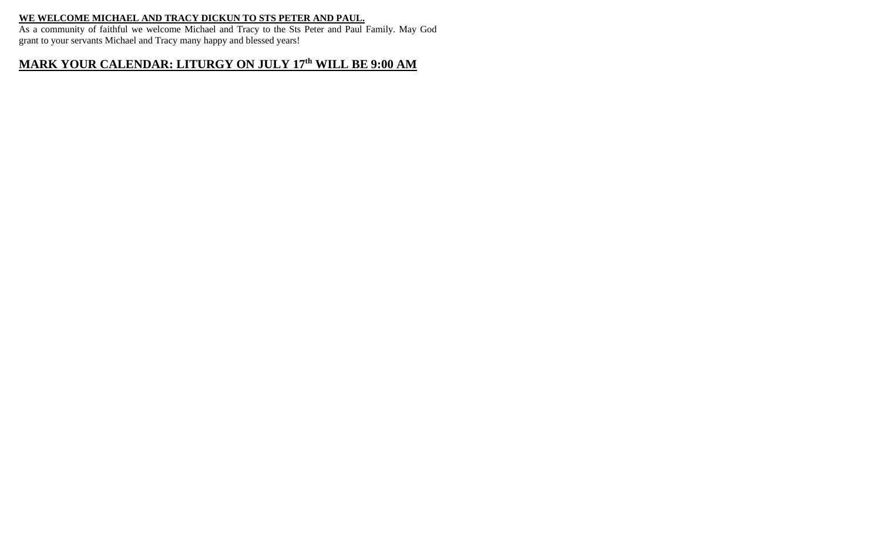**WE WELCOME MICHAEL AND TRACY DICKUN TO STS PETER AND PAUL.**

As a community of faithful we welcome Michael and Tracy to the Sts Peter and Paul Family. May God grant to your servants Michael and Tracy many happy and blessed years!

## MARK YOUR CALENDAR: LITURGY ON JULY 17th WILL BE 9:00 AM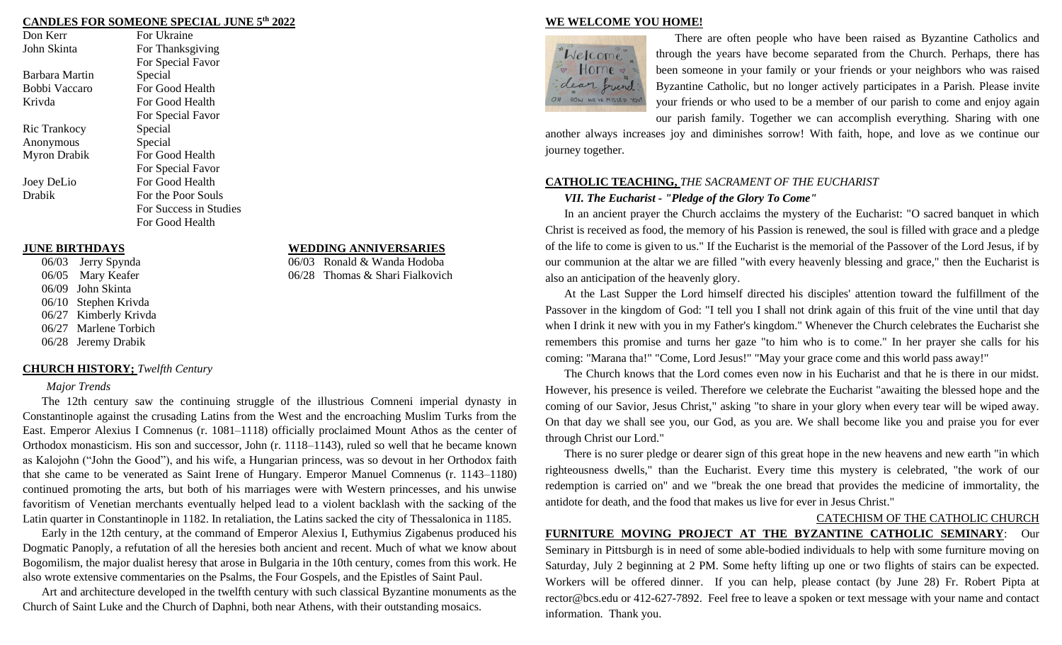## CANDLES FOR SOMEONE SPECIAL JUNE 5th 2022

| | |
|---|---|
| Don Kerr | For Ukraine |
| John Skinta | For Thanksgiving |
| | For Special Favor |
| Barbara Martin | Special |
| Bobbi Vaccaro | For Good Health |
| Krivda | For Good Health |
| | For Special Favor |
| Ric Trankocy | Special |
| Anonymous | Special |
| Myron Drabik | For Good Health |
| | For Special Favor |
| Joey DeLio | For Good Health |
| Drabik | For the Poor Souls |
| | For Success in Studies |
| | For Good Health |

## JUNE BIRTHDAYS

06/03 Jerry Spynda
06/05 Mary Keafer
06/09 John Skinta
06/10 Stephen Krivda
06/27 Kimberly Krivda
06/27 Marlene Torbich
06/28 Jeremy Drabik

## WEDDING ANNIVERSARIES

06/03 Ronald & Wanda Hodoba
06/28 Thomas & Shari Fialkovich

## CHURCH HISTORY; *Twelfth Century*

*Major Trends*

The 12th century saw the continuing struggle of the illustrious Comneni imperial dynasty in Constantinople against the crusading Latins from the West and the encroaching Muslim Turks from the East. Emperor Alexius I Comnenus (r. 1081–1118) officially proclaimed Mount Athos as the center of Orthodox monasticism. His son and successor, John (r. 1118–1143), ruled so well that he became known as Kalojohn ("John the Good"), and his wife, a Hungarian princess, was so devout in her Orthodox faith that she came to be venerated as Saint Irene of Hungary. Emperor Manuel Comnenus (r. 1143–1180) continued promoting the arts, but both of his marriages were with Western princesses, and his unwise favoritism of Venetian merchants eventually helped lead to a violent backlash with the sacking of the Latin quarter in Constantinople in 1182. In retaliation, the Latins sacked the city of Thessalonica in 1185.

Early in the 12th century, at the command of Emperor Alexius I, Euthymius Zigabenus produced his Dogmatic Panoply, a refutation of all the heresies both ancient and recent. Much of what we know about Bogomilism, the major dualist heresy that arose in Bulgaria in the 10th century, comes from this work. He also wrote extensive commentaries on the Psalms, the Four Gospels, and the Epistles of Saint Paul.

Art and architecture developed in the twelfth century with such classical Byzantine monuments as the Church of Saint Luke and the Church of Daphni, both near Athens, with their outstanding mosaics.

## WE WELCOME YOU HOME!

There are often people who have been raised as Byzantine Catholics and through the years have become separated from the Church. Perhaps, there has been someone in your family or your friends or your neighbors who was raised Byzantine Catholic, but no longer actively participates in a Parish. Please invite your friends or who used to be a member of our parish to come and enjoy again our parish family. Together we can accomplish everything. Sharing with one another always increases joy and diminishes sorrow! With faith, hope, and love as we continue our journey together.

## CATHOLIC TEACHING, *THE SACRAMENT OF THE EUCHARIST*

***VII. The Eucharist - "Pledge of the Glory To Come"***

In an ancient prayer the Church acclaims the mystery of the Eucharist: "O sacred banquet in which Christ is received as food, the memory of his Passion is renewed, the soul is filled with grace and a pledge of the life to come is given to us." If the Eucharist is the memorial of the Passover of the Lord Jesus, if by our communion at the altar we are filled "with every heavenly blessing and grace," then the Eucharist is also an anticipation of the heavenly glory.

At the Last Supper the Lord himself directed his disciples' attention toward the fulfillment of the Passover in the kingdom of God: "I tell you I shall not drink again of this fruit of the vine until that day when I drink it new with you in my Father's kingdom." Whenever the Church celebrates the Eucharist she remembers this promise and turns her gaze "to him who is to come." In her prayer she calls for his coming: "Marana tha!" "Come, Lord Jesus!" "May your grace come and this world pass away!"

The Church knows that the Lord comes even now in his Eucharist and that he is there in our midst. However, his presence is veiled. Therefore we celebrate the Eucharist "awaiting the blessed hope and the coming of our Savior, Jesus Christ," asking "to share in your glory when every tear will be wiped away. On that day we shall see you, our God, as you are. We shall become like you and praise you for ever through Christ our Lord."

There is no surer pledge or dearer sign of this great hope in the new heavens and new earth "in which righteousness dwells," than the Eucharist. Every time this mystery is celebrated, "the work of our redemption is carried on" and we "break the one bread that provides the medicine of immortality, the antidote for death, and the food that makes us live for ever in Jesus Christ."

CATECHISM OF THE CATHOLIC CHURCH

**FURNITURE MOVING PROJECT AT THE BYZANTINE CATHOLIC SEMINARY**: Our Seminary in Pittsburgh is in need of some able-bodied individuals to help with some furniture moving on Saturday, July 2 beginning at 2 PM. Some hefty lifting up one or two flights of stairs can be expected. Workers will be offered dinner. If you can help, please contact (by June 28) Fr. Robert Pipta at rector@bcs.edu or 412-627-7892. Feel free to leave a spoken or text message with your name and contact information. Thank you.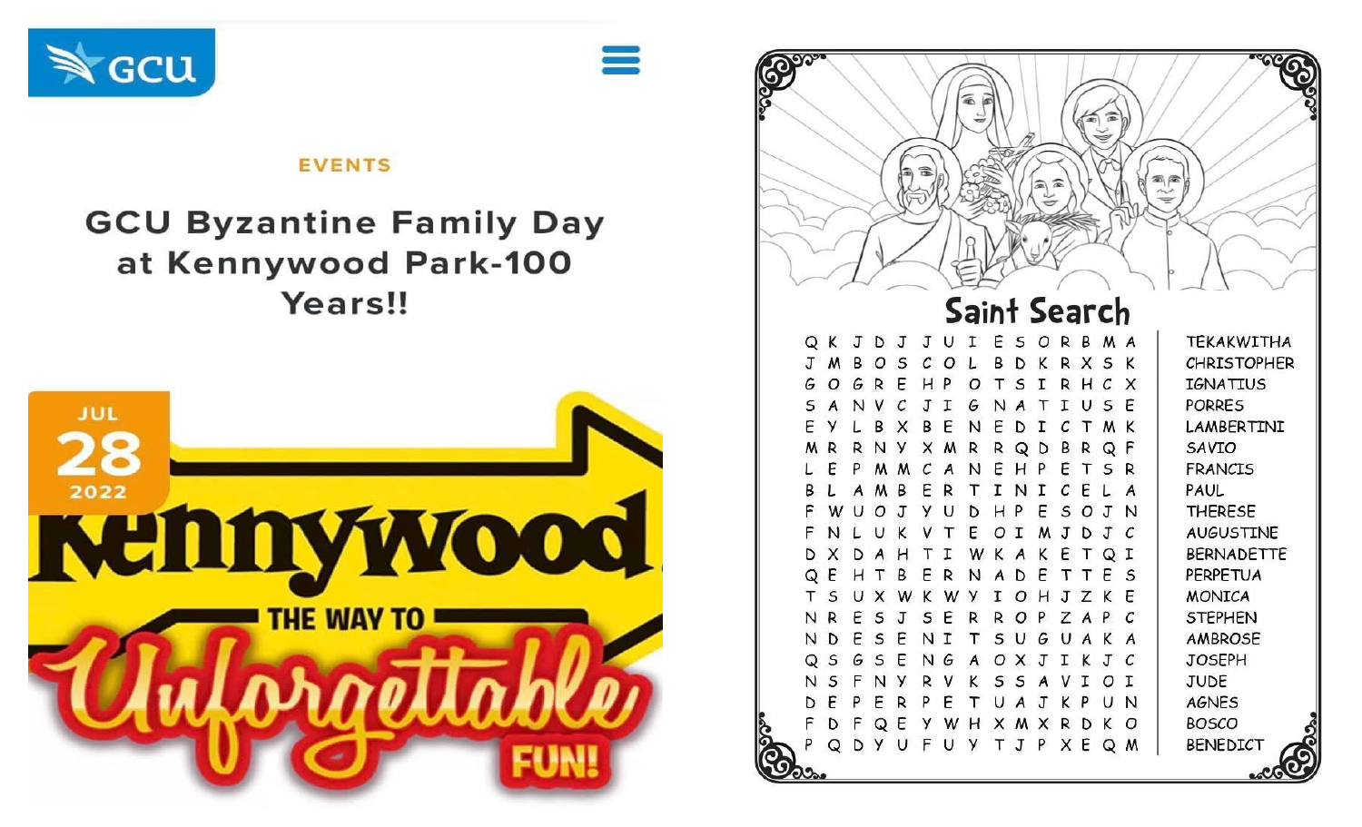GCU

EVENTS

## GCU Byzantine Family Day at Kennywood Park-100 Years!!

JUL
28
2022

Kennywood
THE WAY TO
Unforgettable
FUN!

## Saint Search

| | | | | | | | | | | | | | | |
|---|---|---|---|---|---|---|---|---|---|---|---|---|---|---|
| Q | K | J | D | J | J | U | I | E | S | O | R | B | M | A |
| J | M | B | O | S | C | O | L | B | D | K | R | X | S | K |
| G | O | G | R | E | H | P | O | T | S | I | R | H | C | X |
| S | A | N | V | C | J | I | G | N | A | T | I | U | S | E |
| E | Y | L | B | X | B | E | N | E | D | I | C | T | M | K |
| M | R | R | N | Y | X | M | R | R | Q | D | B | R | Q | F |
| L | E | P | M | M | C | A | N | E | H | P | E | T | S | R |
| B | L | A | M | B | E | R | T | I | N | I | C | E | L | A |
| F | W | U | O | J | Y | U | D | H | P | E | S | O | J | N |
| F | N | L | U | K | V | T | E | O | I | M | J | D | J | C |
| D | X | D | A | H | T | I | W | K | A | K | E | T | Q | I |
| Q | E | H | T | B | E | R | N | A | D | E | T | T | E | S |
| T | S | U | X | W | K | W | Y | I | O | H | J | Z | K | E |
| N | R | E | S | J | S | E | R | R | O | P | Z | A | P | C |
| N | D | E | S | E | N | I | T | S | U | G | U | A | K | A |
| Q | S | G | S | E | N | G | A | O | X | J | I | K | J | C |
| N | S | F | N | Y | R | V | K | S | S | A | V | I | O | I |
| D | E | P | E | R | P | E | T | U | A | J | K | P | U | N |
| F | D | F | Q | E | Y | W | H | X | M | X | R | D | K | O |
| P | Q | D | Y | U | F | U | Y | T | J | P | X | E | Q | M |

- TEKAKWITHA
- CHRISTOPHER
- IGNATIUS
- PORRES
- LAMBERTINI
- SAVIO
- FRANCIS
- PAUL
- THERESE
- AUGUSTINE
- BERNADETTE
- PERPETUA
- MONICA
- STEPHEN
- AMBROSE
- JOSEPH
- JUDE
- AGNES
- BOSCO
- BENEDICT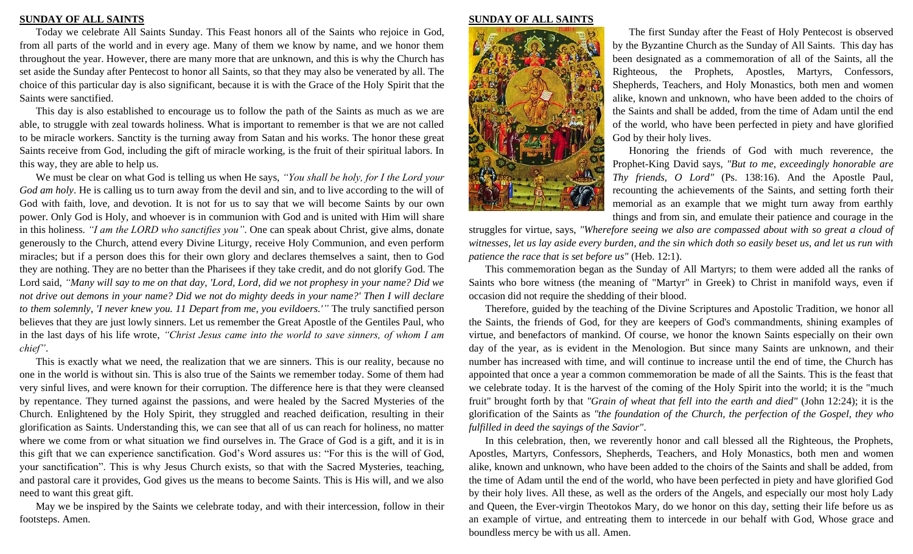## SUNDAY OF ALL SAINTS

Today we celebrate All Saints Sunday. This Feast honors all of the Saints who rejoice in God, from all parts of the world and in every age. Many of them we know by name, and we honor them throughout the year. However, there are many more that are unknown, and this is why the Church has set aside the Sunday after Pentecost to honor all Saints, so that they may also be venerated by all. The choice of this particular day is also significant, because it is with the Grace of the Holy Spirit that the Saints were sanctified.

This day is also established to encourage us to follow the path of the Saints as much as we are able, to struggle with zeal towards holiness. What is important to remember is that we are not called to be miracle workers. Sanctity is the turning away from Satan and his works. The honor these great Saints receive from God, including the gift of miracle working, is the fruit of their spiritual labors. In this way, they are able to help us.

We must be clear on what God is telling us when He says, *"You shall be holy, for I the Lord your God am holy*. He is calling us to turn away from the devil and sin, and to live according to the will of God with faith, love, and devotion. It is not for us to say that we will become Saints by our own power. Only God is Holy, and whoever is in communion with God and is united with Him will share in this holiness. *"I am the LORD who sanctifies you"*. One can speak about Christ, give alms, donate generously to the Church, attend every Divine Liturgy, receive Holy Communion, and even perform miracles; but if a person does this for their own glory and declares themselves a saint, then to God they are nothing. They are no better than the Pharisees if they take credit, and do not glorify God. The Lord said, *"Many will say to me on that day, 'Lord, Lord, did we not prophesy in your name? Did we not drive out demons in your name? Did we not do mighty deeds in your name?' Then I will declare to them solemnly, 'I never knew you. 11 Depart from me, you evildoers.'"* The truly sanctified person believes that they are just lowly sinners. Let us remember the Great Apostle of the Gentiles Paul, who in the last days of his life wrote, *"Christ Jesus came into the world to save sinners, of whom I am chief"*.

This is exactly what we need, the realization that we are sinners. This is our reality, because no one in the world is without sin. This is also true of the Saints we remember today. Some of them had very sinful lives, and were known for their corruption. The difference here is that they were cleansed by repentance. They turned against the passions, and were healed by the Sacred Mysteries of the Church. Enlightened by the Holy Spirit, they struggled and reached deification, resulting in their glorification as Saints. Understanding this, we can see that all of us can reach for holiness, no matter where we come from or what situation we find ourselves in. The Grace of God is a gift, and it is in this gift that we can experience sanctification. God's Word assures us: "For this is the will of God, your sanctification". This is why Jesus Church exists, so that with the Sacred Mysteries, teaching, and pastoral care it provides, God gives us the means to become Saints. This is His will, and we also need to want this great gift.

May we be inspired by the Saints we celebrate today, and with their intercession, follow in their footsteps. Amen.

## SUNDAY OF ALL SAINTS

The first Sunday after the Feast of Holy Pentecost is observed by the Byzantine Church as the Sunday of All Saints. This day has been designated as a commemoration of all of the Saints, all the Righteous, the Prophets, Apostles, Martyrs, Confessors, Shepherds, Teachers, and Holy Monastics, both men and women alike, known and unknown, who have been added to the choirs of the Saints and shall be added, from the time of Adam until the end of the world, who have been perfected in piety and have glorified God by their holy lives.

Honoring the friends of God with much reverence, the Prophet-King David says, *"But to me, exceedingly honorable are Thy friends, O Lord"* (Ps. 138:16). And the Apostle Paul, recounting the achievements of the Saints, and setting forth their memorial as an example that we might turn away from earthly things and from sin, and emulate their patience and courage in the struggles for virtue, says, *"Wherefore seeing we also are compassed about with so great a cloud of witnesses, let us lay aside every burden, and the sin which doth so easily beset us, and let us run with patience the race that is set before us"* (Heb. 12:1).

This commemoration began as the Sunday of All Martyrs; to them were added all the ranks of Saints who bore witness (the meaning of "Martyr" in Greek) to Christ in manifold ways, even if occasion did not require the shedding of their blood.

Therefore, guided by the teaching of the Divine Scriptures and Apostolic Tradition, we honor all the Saints, the friends of God, for they are keepers of God's commandments, shining examples of virtue, and benefactors of mankind. Of course, we honor the known Saints especially on their own day of the year, as is evident in the Menologion. But since many Saints are unknown, and their number has increased with time, and will continue to increase until the end of time, the Church has appointed that once a year a common commemoration be made of all the Saints. This is the feast that we celebrate today. It is the harvest of the coming of the Holy Spirit into the world; it is the "much fruit" brought forth by that *"Grain of wheat that fell into the earth and died"* (John 12:24); it is the glorification of the Saints as *"the foundation of the Church, the perfection of the Gospel, they who fulfilled in deed the sayings of the Savior"*.

In this celebration, then, we reverently honor and call blessed all the Righteous, the Prophets, Apostles, Martyrs, Confessors, Shepherds, Teachers, and Holy Monastics, both men and women alike, known and unknown, who have been added to the choirs of the Saints and shall be added, from the time of Adam until the end of the world, who have been perfected in piety and have glorified God by their holy lives. All these, as well as the orders of the Angels, and especially our most holy Lady and Queen, the Ever-virgin Theotokos Mary, do we honor on this day, setting their life before us as an example of virtue, and entreating them to intercede in our behalf with God, Whose grace and boundless mercy be with us all. Amen.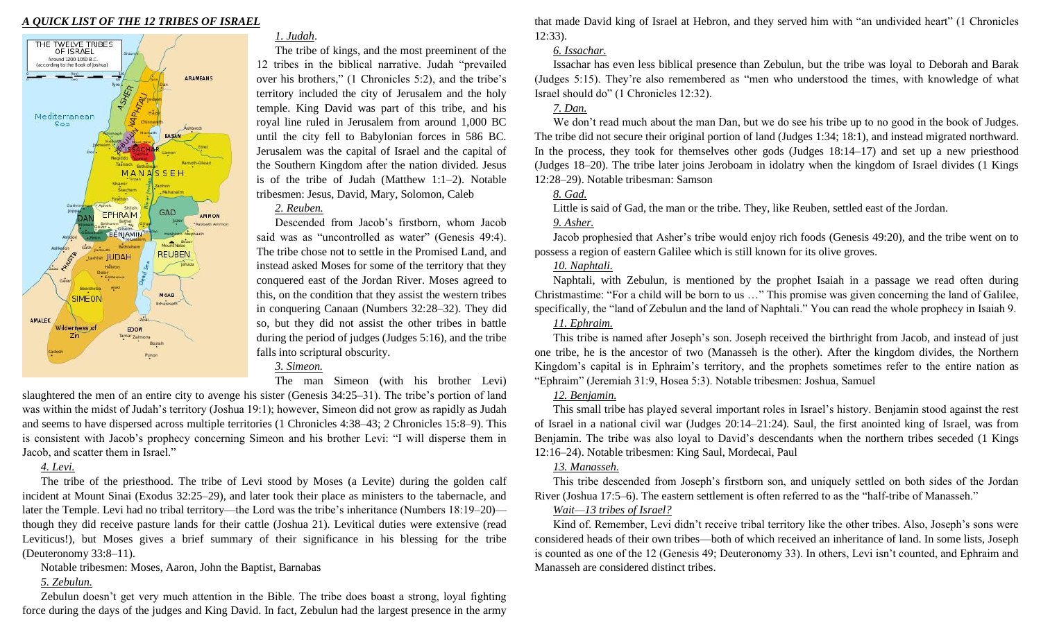## *A QUICK LIST OF THE 12 TRIBES OF ISRAEL*

*1. Judah.*

The tribe of kings, and the most preeminent of the 12 tribes in the biblical narrative. Judah "prevailed over his brothers," (1 Chronicles 5:2), and the tribe's territory included the city of Jerusalem and the holy temple. King David was part of this tribe, and his royal line ruled in Jerusalem from around 1,000 BC until the city fell to Babylonian forces in 586 BC. Jerusalem was the capital of Israel and the capital of the Southern Kingdom after the nation divided. Jesus is of the tribe of Judah (Matthew 1:1–2). Notable tribesmen: Jesus, David, Mary, Solomon, Caleb

*2. Reuben.*

Descended from Jacob's firstborn, whom Jacob said was as "uncontrolled as water" (Genesis 49:4). The tribe chose not to settle in the Promised Land, and instead asked Moses for some of the territory that they conquered east of the Jordan River. Moses agreed to this, on the condition that they assist the western tribes in conquering Canaan (Numbers 32:28–32). They did so, but they did not assist the other tribes in battle during the period of judges (Judges 5:16), and the tribe falls into scriptural obscurity.

*3. Simeon.*

The man Simeon (with his brother Levi) slaughtered the men of an entire city to avenge his sister (Genesis 34:25–31). The tribe's portion of land was within the midst of Judah's territory (Joshua 19:1); however, Simeon did not grow as rapidly as Judah and seems to have dispersed across multiple territories (1 Chronicles 4:38–43; 2 Chronicles 15:8–9). This is consistent with Jacob's prophecy concerning Simeon and his brother Levi: "I will disperse them in Jacob, and scatter them in Israel."

*4. Levi.*

The tribe of the priesthood. The tribe of Levi stood by Moses (a Levite) during the golden calf incident at Mount Sinai (Exodus 32:25–29), and later took their place as ministers to the tabernacle, and later the Temple. Levi had no tribal territory—the Lord was the tribe's inheritance (Numbers 18:19–20)—though they did receive pasture lands for their cattle (Joshua 21). Levitical duties were extensive (read Leviticus!), but Moses gives a brief summary of their significance in his blessing for the tribe (Deuteronomy 33:8–11).

Notable tribesmen: Moses, Aaron, John the Baptist, Barnabas

*5. Zebulun.*

Zebulun doesn't get very much attention in the Bible. The tribe does boast a strong, loyal fighting force during the days of the judges and King David. In fact, Zebulun had the largest presence in the army that made David king of Israel at Hebron, and they served him with "an undivided heart" (1 Chronicles 12:33).

*6. Issachar.*

Issachar has even less biblical presence than Zebulun, but the tribe was loyal to Deborah and Barak (Judges 5:15). They're also remembered as "men who understood the times, with knowledge of what Israel should do" (1 Chronicles 12:32).

*7. Dan.*

We don't read much about the man Dan, but we do see his tribe up to no good in the book of Judges. The tribe did not secure their original portion of land (Judges 1:34; 18:1), and instead migrated northward. In the process, they took for themselves other gods (Judges 18:14–17) and set up a new priesthood (Judges 18–20). The tribe later joins Jeroboam in idolatry when the kingdom of Israel divides (1 Kings 12:28–29). Notable tribesman: Samson

*8. Gad.*

Little is said of Gad, the man or the tribe. They, like Reuben, settled east of the Jordan.

*9. Asher.*

Jacob prophesied that Asher's tribe would enjoy rich foods (Genesis 49:20), and the tribe went on to possess a region of eastern Galilee which is still known for its olive groves.

*10. Naphtali.*

Naphtali, with Zebulun, is mentioned by the prophet Isaiah in a passage we read often during Christmastime: "For a child will be born to us …" This promise was given concerning the land of Galilee, specifically, the "land of Zebulun and the land of Naphtali." You can read the whole prophecy in Isaiah 9.

*11. Ephraim.*

This tribe is named after Joseph's son. Joseph received the birthright from Jacob, and instead of just one tribe, he is the ancestor of two (Manasseh is the other). After the kingdom divides, the Northern Kingdom's capital is in Ephraim's territory, and the prophets sometimes refer to the entire nation as "Ephraim" (Jeremiah 31:9, Hosea 5:3). Notable tribesmen: Joshua, Samuel

*12. Benjamin.*

This small tribe has played several important roles in Israel's history. Benjamin stood against the rest of Israel in a national civil war (Judges 20:14–21:24). Saul, the first anointed king of Israel, was from Benjamin. The tribe was also loyal to David's descendants when the northern tribes seceded (1 Kings 12:16–24). Notable tribesmen: King Saul, Mordecai, Paul

*13. Manasseh.*

This tribe descended from Joseph's firstborn son, and uniquely settled on both sides of the Jordan River (Joshua 17:5–6). The eastern settlement is often referred to as the "half-tribe of Manasseh."

*Wait—13 tribes of Israel?*

Kind of. Remember, Levi didn't receive tribal territory like the other tribes. Also, Joseph's sons were considered heads of their own tribes—both of which received an inheritance of land. In some lists, Joseph is counted as one of the 12 (Genesis 49; Deuteronomy 33). In others, Levi isn't counted, and Ephraim and Manasseh are considered distinct tribes.